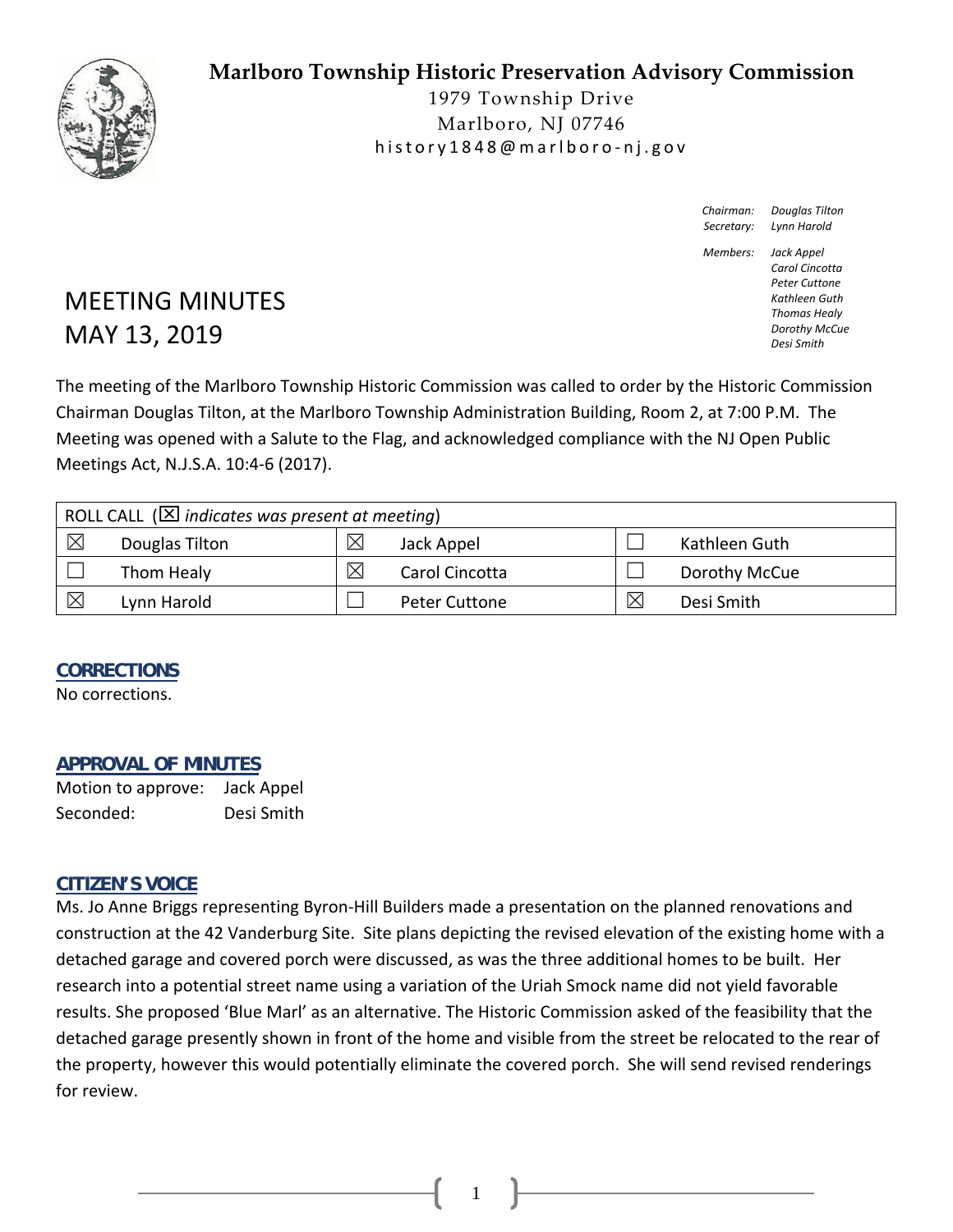# Marlboro Township Historic Preservation Advisory Commission

1979 Township Drive
Marlboro, NJ 07746
history1848@marlboro-nj.gov

*Chairman:* *Douglas Tilton*
*Secretary:* *Lynn Harold*

*Members:* *Jack Appel*
*Carol Cincotta*
*Peter Cuttone*
*Kathleen Guth*
*Thomas Healy*
*Dorothy McCue*
*Desi Smith*

# MEETING MINUTES
# MAY 13, 2019

The meeting of the Marlboro Township Historic Commission was called to order by the Historic Commission Chairman Douglas Tilton, at the Marlboro Township Administration Building, Room 2, at 7:00 P.M. The Meeting was opened with a Salute to the Flag, and acknowledged compliance with the NJ Open Public Meetings Act, N.J.S.A. 10:4-6 (2017).

| ROLL CALL (☒ *indicates was present at meeting*) | | | | | |
|---|---|---|---|---|---|
| ☒ | Douglas Tilton | ☒ | Jack Appel | ☐ | Kathleen Guth |
| ☐ | Thom Healy | ☒ | Carol Cincotta | ☐ | Dorothy McCue |
| ☒ | Lynn Harold | ☐ | Peter Cuttone | ☒ | Desi Smith |

## CORRECTIONS

No corrections.

## APPROVAL OF MINUTES

Motion to approve: Jack Appel
Seconded: Desi Smith

## CITIZEN'S VOICE

Ms. Jo Anne Briggs representing Byron-Hill Builders made a presentation on the planned renovations and construction at the 42 Vanderburg Site. Site plans depicting the revised elevation of the existing home with a detached garage and covered porch were discussed, as was the three additional homes to be built. Her research into a potential street name using a variation of the Uriah Smock name did not yield favorable results. She proposed 'Blue Marl' as an alternative. The Historic Commission asked of the feasibility that the detached garage presently shown in front of the home and visible from the street be relocated to the rear of the property, however this would potentially eliminate the covered porch. She will send revised renderings for review.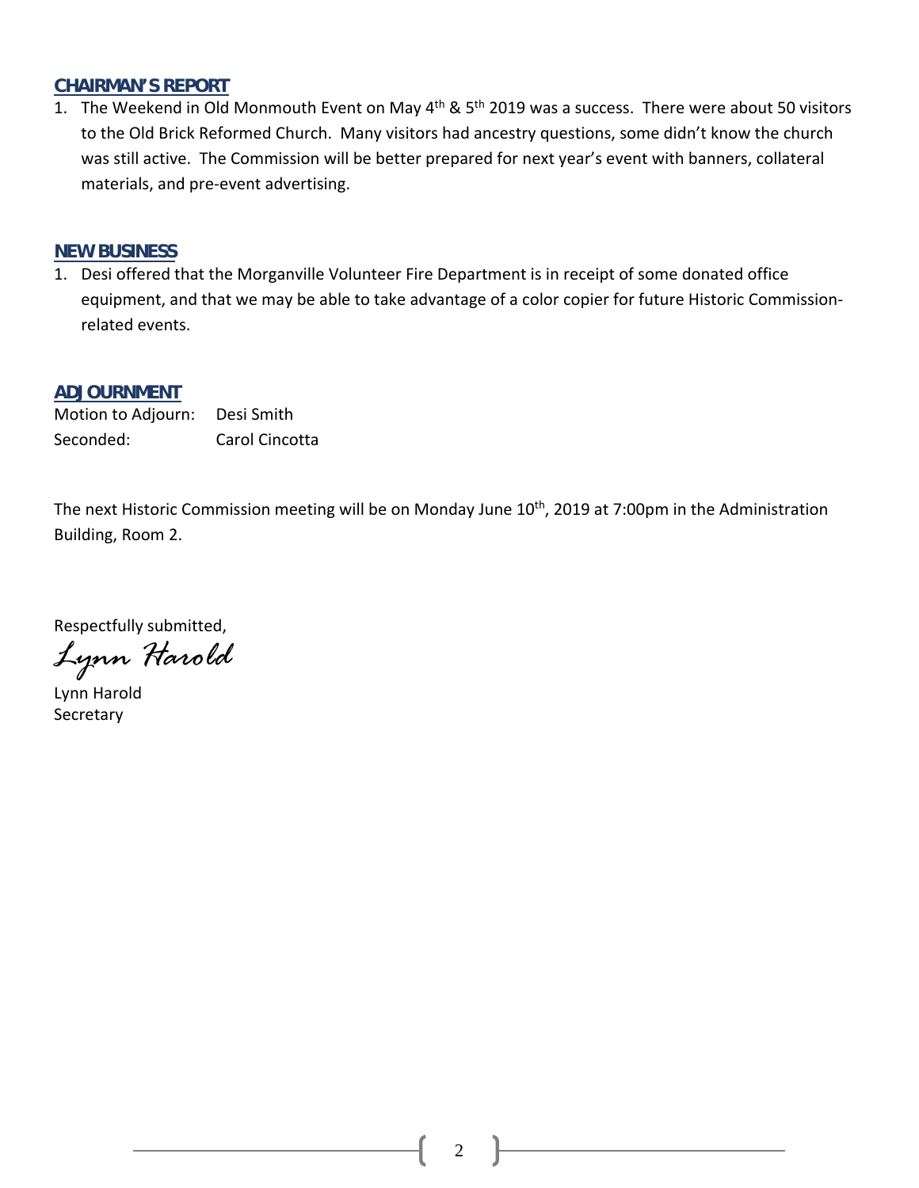## CHAIRMAN'S REPORT

1. The Weekend in Old Monmouth Event on May 4th & 5th 2019 was a success. There were about 50 visitors to the Old Brick Reformed Church. Many visitors had ancestry questions, some didn't know the church was still active. The Commission will be better prepared for next year's event with banners, collateral materials, and pre-event advertising.

## NEW BUSINESS

1. Desi offered that the Morganville Volunteer Fire Department is in receipt of some donated office equipment, and that we may be able to take advantage of a color copier for future Historic Commission-related events.

## ADJOURNMENT

Motion to Adjourn: Desi Smith
Seconded: Carol Cincotta

The next Historic Commission meeting will be on Monday June 10th, 2019 at 7:00pm in the Administration Building, Room 2.

Respectfully submitted,

*Lynn Harold*

Lynn Harold
Secretary